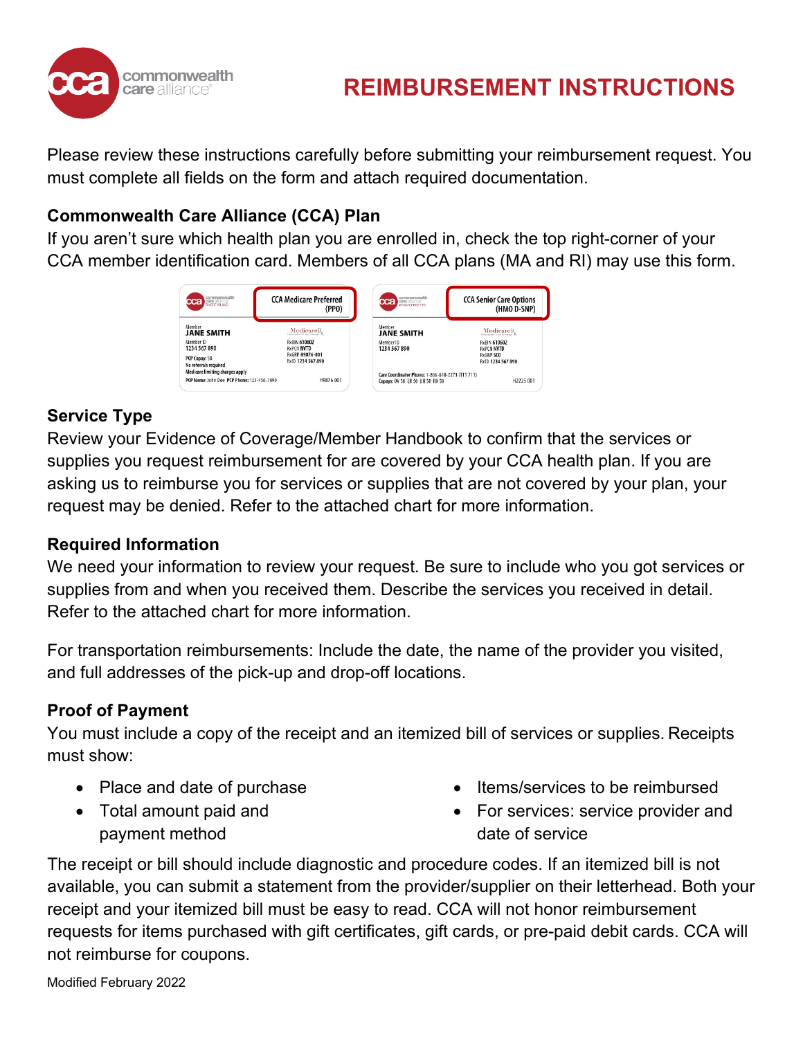# REIMBURSEMENT INSTRUCTIONS

Please review these instructions carefully before submitting your reimbursement request. You must complete all fields on the form and attach required documentation.

### Commonwealth Care Alliance (CCA) Plan

If you aren't sure which health plan you are enrolled in, check the top right-corner of your CCA member identification card. Members of all CCA plans (MA and RI) may use this form.

### Service Type

Review your Evidence of Coverage/Member Handbook to confirm that the services or supplies you request reimbursement for are covered by your CCA health plan. If you are asking us to reimburse you for services or supplies that are not covered by your plan, your request may be denied. Refer to the attached chart for more information.

### Required Information

We need your information to review your request. Be sure to include who you got services or supplies from and when you received them. Describe the services you received in detail. Refer to the attached chart for more information.

For transportation reimbursements: Include the date, the name of the provider you visited, and full addresses of the pick-up and drop-off locations.

### Proof of Payment

You must include a copy of the receipt and an itemized bill of services or supplies. Receipts must show:

- Place and date of purchase
- Total amount paid and payment method
- Items/services to be reimbursed
- For services: service provider and date of service

The receipt or bill should include diagnostic and procedure codes. If an itemized bill is not available, you can submit a statement from the provider/supplier on their letterhead. Both your receipt and your itemized bill must be easy to read. CCA will not honor reimbursement requests for items purchased with gift certificates, gift cards, or pre-paid debit cards. CCA will not reimburse for coupons.

Modified February 2022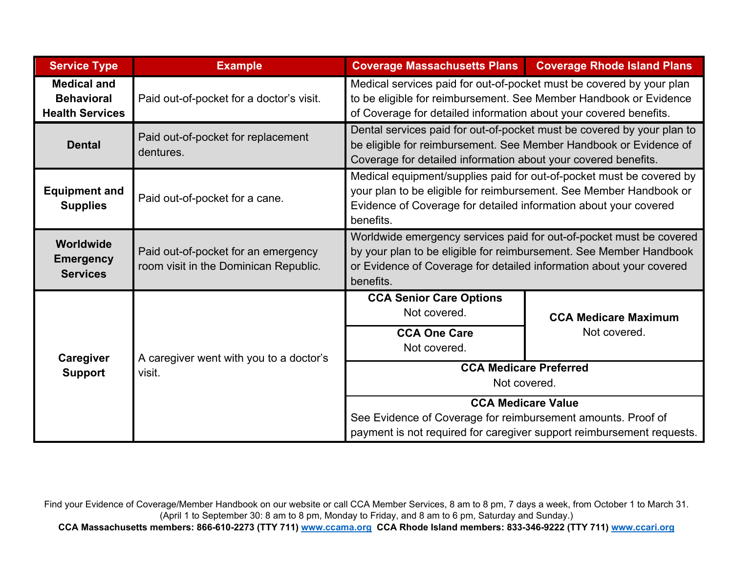| Service Type | Example | Coverage Massachusetts Plans | Coverage Rhode Island Plans |
| --- | --- | --- | --- |
| **Medical and Behavioral Health Services** | Paid out-of-pocket for a doctor's visit. | Medical services paid for out-of-pocket must be covered by your plan to be eligible for reimbursement. See Member Handbook or Evidence of Coverage for detailed information about your covered benefits. | |
| **Dental** | Paid out-of-pocket for replacement dentures. | Dental services paid for out-of-pocket must be covered by your plan to be eligible for reimbursement. See Member Handbook or Evidence of Coverage for detailed information about your covered benefits. | |
| **Equipment and Supplies** | Paid out-of-pocket for a cane. | Medical equipment/supplies paid for out-of-pocket must be covered by your plan to be eligible for reimbursement. See Member Handbook or Evidence of Coverage for detailed information about your covered benefits. | |
| **Worldwide Emergency Services** | Paid out-of-pocket for an emergency room visit in the Dominican Republic. | Worldwide emergency services paid for out-of-pocket must be covered by your plan to be eligible for reimbursement. See Member Handbook or Evidence of Coverage for detailed information about your covered benefits. | |
| **Caregiver Support** | A caregiver went with you to a doctor's visit. | **CCA Senior Care Options** Not covered. | **CCA Medicare Maximum** Not covered. |
| | | **CCA One Care** Not covered. | |
| | | **CCA Medicare Preferred** Not covered. | |
| | | **CCA Medicare Value** See Evidence of Coverage for reimbursement amounts. Proof of payment is not required for caregiver support reimbursement requests. | |

Find your Evidence of Coverage/Member Handbook on our website or call CCA Member Services, 8 am to 8 pm, 7 days a week, from October 1 to March 31. (April 1 to September 30: 8 am to 8 pm, Monday to Friday, and 8 am to 6 pm, Saturday and Sunday.)

**CCA Massachusetts members: 866-610-2273 (TTY 711) www.ccama.org CCA Rhode Island members: 833-346-9222 (TTY 711) www.ccari.org**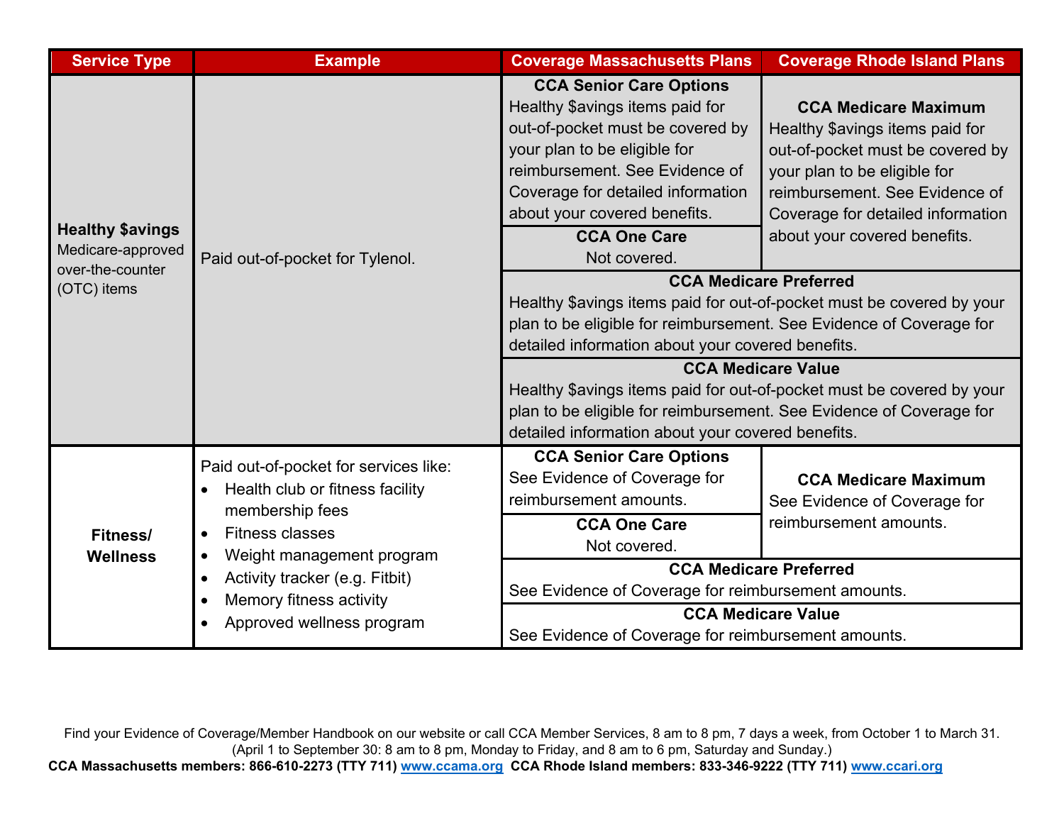| Service Type | Example | Coverage Massachusetts Plans | Coverage Rhode Island Plans |
|---|---|---|---|
| **Healthy $avings** Medicare-approved over-the-counter (OTC) items | Paid out-of-pocket for Tylenol. | **CCA Senior Care Options** Healthy $avings items paid for out-of-pocket must be covered by your plan to be eligible for reimbursement. See Evidence of Coverage for detailed information about your covered benefits. | **CCA Medicare Maximum** Healthy $avings items paid for out-of-pocket must be covered by your plan to be eligible for reimbursement. See Evidence of Coverage for detailed information about your covered benefits. |
| | | **CCA One Care** Not covered. | |
| | | **CCA Medicare Preferred** Healthy $avings items paid for out-of-pocket must be covered by your plan to be eligible for reimbursement. See Evidence of Coverage for detailed information about your covered benefits. | |
| | | **CCA Medicare Value** Healthy $avings items paid for out-of-pocket must be covered by your plan to be eligible for reimbursement. See Evidence of Coverage for detailed information about your covered benefits. | |
| **Fitness/ Wellness** | Paid out-of-pocket for services like: <br>• Health club or fitness facility membership fees <br>• Fitness classes <br>• Weight management program <br>• Activity tracker (e.g. Fitbit) <br>• Memory fitness activity <br>• Approved wellness program | **CCA Senior Care Options** See Evidence of Coverage for reimbursement amounts. | **CCA Medicare Maximum** See Evidence of Coverage for reimbursement amounts. |
| | | **CCA One Care** Not covered. | |
| | | **CCA Medicare Preferred** See Evidence of Coverage for reimbursement amounts. | |
| | | **CCA Medicare Value** See Evidence of Coverage for reimbursement amounts. | |

Find your Evidence of Coverage/Member Handbook on our website or call CCA Member Services, 8 am to 8 pm, 7 days a week, from October 1 to March 31. (April 1 to September 30: 8 am to 8 pm, Monday to Friday, and 8 am to 6 pm, Saturday and Sunday.)

**CCA Massachusetts members: 866-610-2273 (TTY 711) [www.ccama.org](http://www.ccama.org) CCA Rhode Island members: 833-346-9222 (TTY 711) [www.ccari.org](http://www.ccari.org)**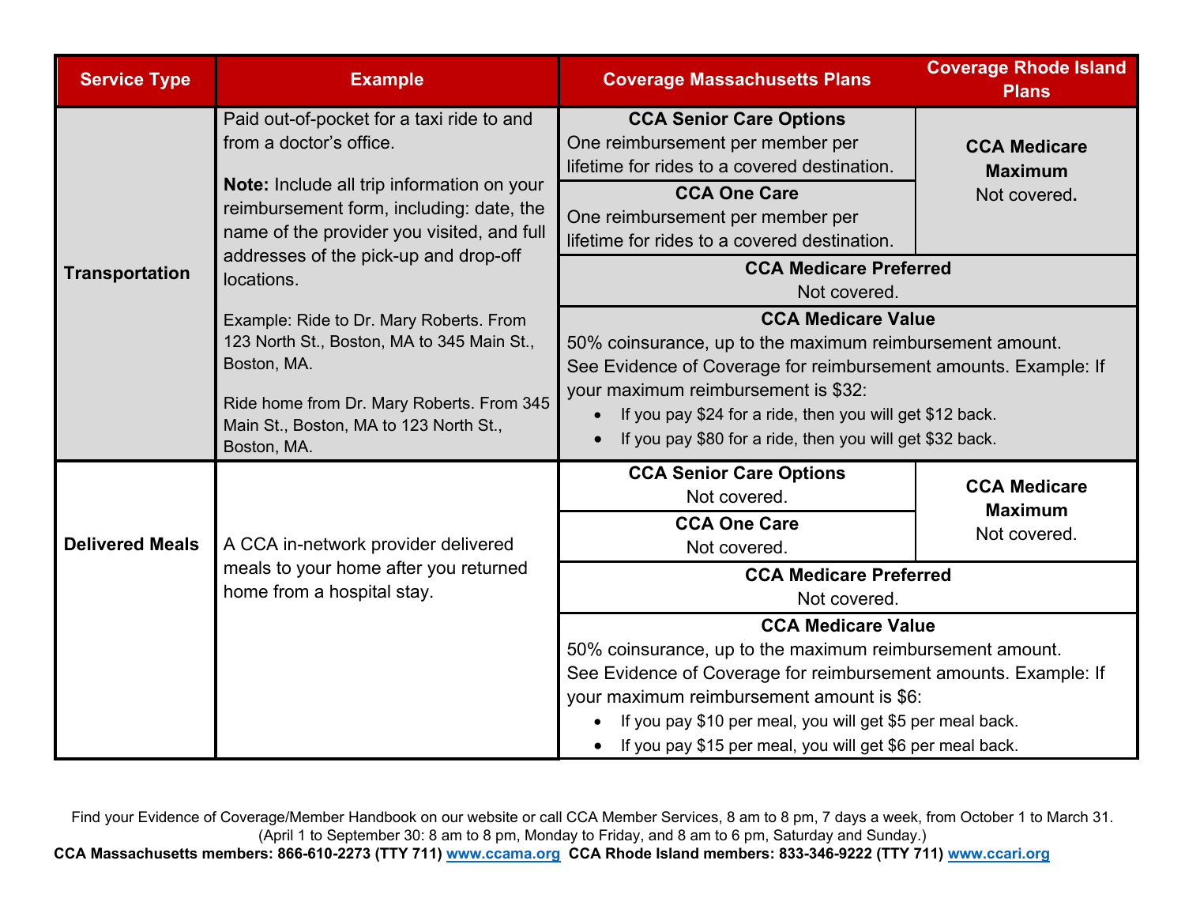| Service Type | Example | Coverage Massachusetts Plans | Coverage Rhode Island Plans |
|---|---|---|---|
| **Transportation** | Paid out-of-pocket for a taxi ride to and from a doctor's office.<br><br>**Note:** Include all trip information on your reimbursement form, including: date, the name of the provider you visited, and full addresses of the pick-up and drop-off locations.<br><br>Example: Ride to Dr. Mary Roberts. From 123 North St., Boston, MA to 345 Main St., Boston, MA.<br><br>Ride home from Dr. Mary Roberts. From 345 Main St., Boston, MA to 123 North St., Boston, MA. | **CCA Senior Care Options**<br>One reimbursement per member per lifetime for rides to a covered destination.<br><br>**CCA One Care**<br>One reimbursement per member per lifetime for rides to a covered destination. | **CCA Medicare Maximum**<br>Not covered. |
| | | **CCA Medicare Preferred**<br>Not covered. | |
| | | **CCA Medicare Value**<br>50% coinsurance, up to the maximum reimbursement amount.<br>See Evidence of Coverage for reimbursement amounts. Example: If your maximum reimbursement is $32:<br>• If you pay $24 for a ride, then you will get $12 back.<br>• If you pay $80 for a ride, then you will get $32 back. | |
| **Delivered Meals** | A CCA in-network provider delivered meals to your home after you returned home from a hospital stay. | **CCA Senior Care Options**<br>Not covered.<br><br>**CCA One Care**<br>Not covered. | **CCA Medicare Maximum**<br>Not covered. |
| | | **CCA Medicare Preferred**<br>Not covered. | |
| | | **CCA Medicare Value**<br>50% coinsurance, up to the maximum reimbursement amount.<br>See Evidence of Coverage for reimbursement amounts. Example: If your maximum reimbursement amount is $6:<br>• If you pay $10 per meal, you will get $5 per meal back.<br>• If you pay $15 per meal, you will get $6 per meal back. | |

Find your Evidence of Coverage/Member Handbook on our website or call CCA Member Services, 8 am to 8 pm, 7 days a week, from October 1 to March 31. (April 1 to September 30: 8 am to 8 pm, Monday to Friday, and 8 am to 6 pm, Saturday and Sunday.)

**CCA Massachusetts members: 866-610-2273 (TTY 711) www.ccama.org CCA Rhode Island members: 833-346-9222 (TTY 711) www.ccari.org**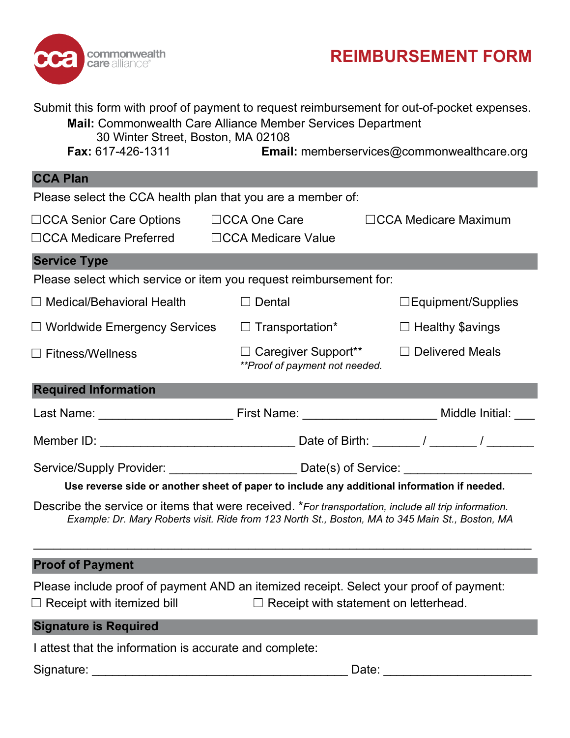commonwealth care alliance

# REIMBURSEMENT FORM

Submit this form with proof of payment to request reimbursement for out-of-pocket expenses.

**Mail:** Commonwealth Care Alliance Member Services Department
30 Winter Street, Boston, MA 02108

**Fax:** 617-426-1311 **Email:** memberservices@commonwealthcare.org

## CCA Plan

Please select the CCA health plan that you are a member of:

☐CCA Senior Care Options ☐CCA One Care ☐CCA Medicare Maximum

☐CCA Medicare Preferred ☐CCA Medicare Value

## Service Type

Please select which service or item you request reimbursement for:

☐ Medical/Behavioral Health ☐ Dental ☐Equipment/Supplies

☐ Worldwide Emergency Services ☐ Transportation* ☐ Healthy $avings

☐ Fitness/Wellness ☐ Caregiver Support** ☐ Delivered Meals

*\*\*Proof of payment not needed.*

## Required Information

Last Name: ____________________ First Name: ____________________ Middle Initial: ___

Member ID: ______________________________ Date of Birth: _______ / _______ / _______

Service/Supply Provider: ____________________ Date(s) of Service: ____________________

**Use reverse side or another sheet of paper to include any additional information if needed.**

Describe the service or items that were received. *\*For transportation, include all trip information. Example: Dr. Mary Roberts visit. Ride from 123 North St., Boston, MA to 345 Main St., Boston, MA*

_______________________________________________________________________________

## Proof of Payment

Please include proof of payment AND an itemized receipt. Select your proof of payment:

☐ Receipt with itemized bill ☐ Receipt with statement on letterhead.

## Signature is Required

I attest that the information is accurate and complete:

Signature: ________________________________________ Date: ______________________